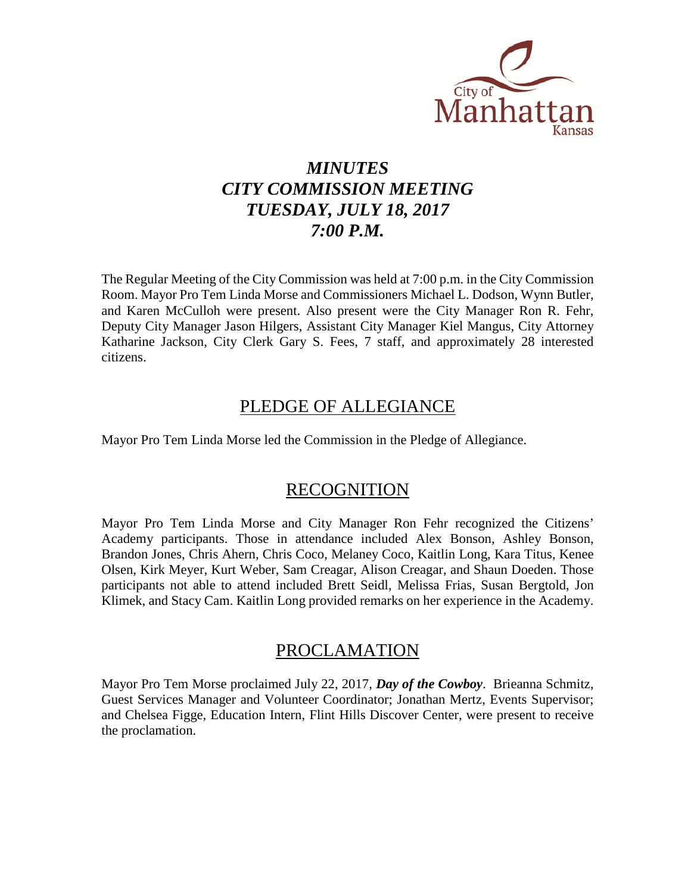# *MINUTES*
# *CITY COMMISSION MEETING*
# *TUESDAY, JULY 18, 2017*
# *7:00 P.M.*

The Regular Meeting of the City Commission was held at 7:00 p.m. in the City Commission Room. Mayor Pro Tem Linda Morse and Commissioners Michael L. Dodson, Wynn Butler, and Karen McCulloh were present. Also present were the City Manager Ron R. Fehr, Deputy City Manager Jason Hilgers, Assistant City Manager Kiel Mangus, City Attorney Katharine Jackson, City Clerk Gary S. Fees, 7 staff, and approximately 28 interested citizens.

## PLEDGE OF ALLEGIANCE

Mayor Pro Tem Linda Morse led the Commission in the Pledge of Allegiance.

## RECOGNITION

Mayor Pro Tem Linda Morse and City Manager Ron Fehr recognized the Citizens' Academy participants. Those in attendance included Alex Bonson, Ashley Bonson, Brandon Jones, Chris Ahern, Chris Coco, Melaney Coco, Kaitlin Long, Kara Titus, Kenee Olsen, Kirk Meyer, Kurt Weber, Sam Creagar, Alison Creagar, and Shaun Doeden. Those participants not able to attend included Brett Seidl, Melissa Frias, Susan Bergtold, Jon Klimek, and Stacy Cam. Kaitlin Long provided remarks on her experience in the Academy.

## PROCLAMATION

Mayor Pro Tem Morse proclaimed July 22, 2017, ***Day of the Cowboy***. Brieanna Schmitz, Guest Services Manager and Volunteer Coordinator; Jonathan Mertz, Events Supervisor; and Chelsea Figge, Education Intern, Flint Hills Discover Center, were present to receive the proclamation.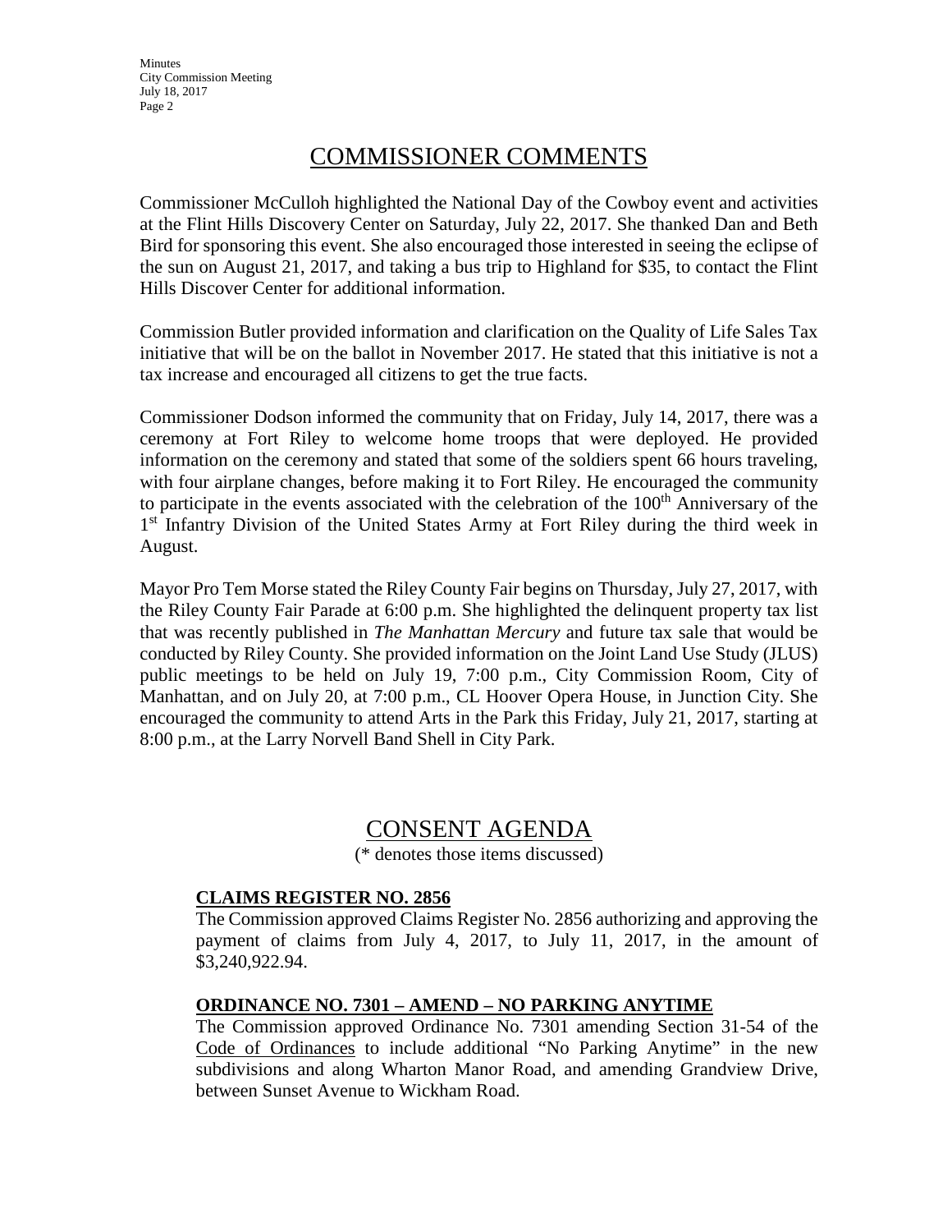## COMMISSIONER COMMENTS

Commissioner McCulloh highlighted the National Day of the Cowboy event and activities at the Flint Hills Discovery Center on Saturday, July 22, 2017. She thanked Dan and Beth Bird for sponsoring this event. She also encouraged those interested in seeing the eclipse of the sun on August 21, 2017, and taking a bus trip to Highland for $35, to contact the Flint Hills Discover Center for additional information.

Commission Butler provided information and clarification on the Quality of Life Sales Tax initiative that will be on the ballot in November 2017. He stated that this initiative is not a tax increase and encouraged all citizens to get the true facts.

Commissioner Dodson informed the community that on Friday, July 14, 2017, there was a ceremony at Fort Riley to welcome home troops that were deployed. He provided information on the ceremony and stated that some of the soldiers spent 66 hours traveling, with four airplane changes, before making it to Fort Riley. He encouraged the community to participate in the events associated with the celebration of the 100th Anniversary of the 1st Infantry Division of the United States Army at Fort Riley during the third week in August.

Mayor Pro Tem Morse stated the Riley County Fair begins on Thursday, July 27, 2017, with the Riley County Fair Parade at 6:00 p.m. She highlighted the delinquent property tax list that was recently published in *The Manhattan Mercury* and future tax sale that would be conducted by Riley County. She provided information on the Joint Land Use Study (JLUS) public meetings to be held on July 19, 7:00 p.m., City Commission Room, City of Manhattan, and on July 20, at 7:00 p.m., CL Hoover Opera House, in Junction City. She encouraged the community to attend Arts in the Park this Friday, July 21, 2017, starting at 8:00 p.m., at the Larry Norvell Band Shell in City Park.

## CONSENT AGENDA

(* denotes those items discussed)

**CLAIMS REGISTER NO. 2856**

The Commission approved Claims Register No. 2856 authorizing and approving the payment of claims from July 4, 2017, to July 11, 2017, in the amount of $3,240,922.94.

**ORDINANCE NO. 7301 – AMEND – NO PARKING ANYTIME**

The Commission approved Ordinance No. 7301 amending Section 31-54 of the Code of Ordinances to include additional "No Parking Anytime" in the new subdivisions and along Wharton Manor Road, and amending Grandview Drive, between Sunset Avenue to Wickham Road.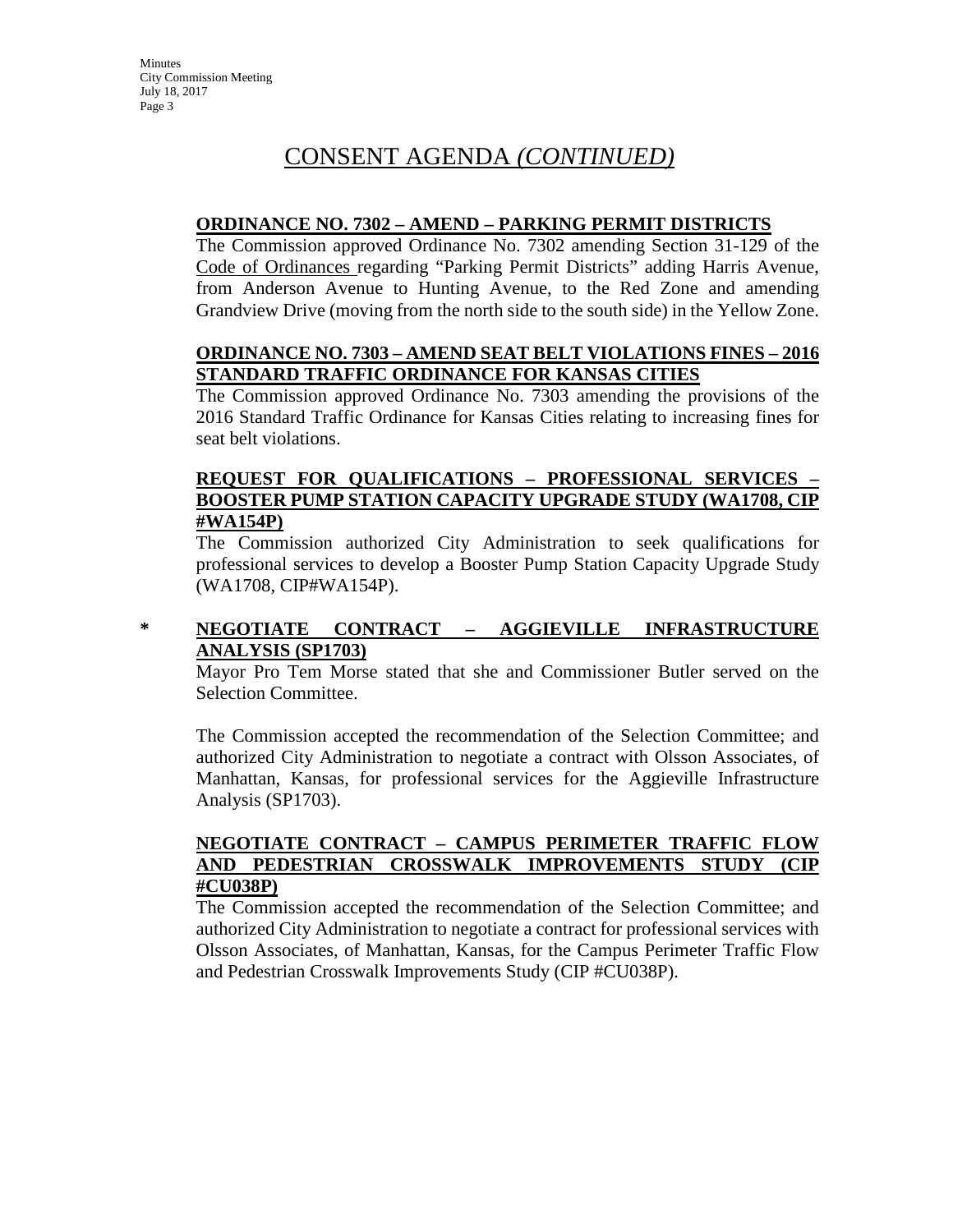# CONSENT AGENDA *(CONTINUED)*

**ORDINANCE NO. 7302 – AMEND – PARKING PERMIT DISTRICTS**

The Commission approved Ordinance No. 7302 amending Section 31-129 of the Code of Ordinances regarding "Parking Permit Districts" adding Harris Avenue, from Anderson Avenue to Hunting Avenue, to the Red Zone and amending Grandview Drive (moving from the north side to the south side) in the Yellow Zone.

**ORDINANCE NO. 7303 – AMEND SEAT BELT VIOLATIONS FINES – 2016 STANDARD TRAFFIC ORDINANCE FOR KANSAS CITIES**

The Commission approved Ordinance No. 7303 amending the provisions of the 2016 Standard Traffic Ordinance for Kansas Cities relating to increasing fines for seat belt violations.

**REQUEST FOR QUALIFICATIONS – PROFESSIONAL SERVICES – BOOSTER PUMP STATION CAPACITY UPGRADE STUDY (WA1708, CIP #WA154P)**

The Commission authorized City Administration to seek qualifications for professional services to develop a Booster Pump Station Capacity Upgrade Study (WA1708, CIP#WA154P).

\* **NEGOTIATE CONTRACT – AGGIEVILLE INFRASTRUCTURE ANALYSIS (SP1703)**

Mayor Pro Tem Morse stated that she and Commissioner Butler served on the Selection Committee.

The Commission accepted the recommendation of the Selection Committee; and authorized City Administration to negotiate a contract with Olsson Associates, of Manhattan, Kansas, for professional services for the Aggieville Infrastructure Analysis (SP1703).

**NEGOTIATE CONTRACT – CAMPUS PERIMETER TRAFFIC FLOW AND PEDESTRIAN CROSSWALK IMPROVEMENTS STUDY (CIP #CU038P)**

The Commission accepted the recommendation of the Selection Committee; and authorized City Administration to negotiate a contract for professional services with Olsson Associates, of Manhattan, Kansas, for the Campus Perimeter Traffic Flow and Pedestrian Crosswalk Improvements Study (CIP #CU038P).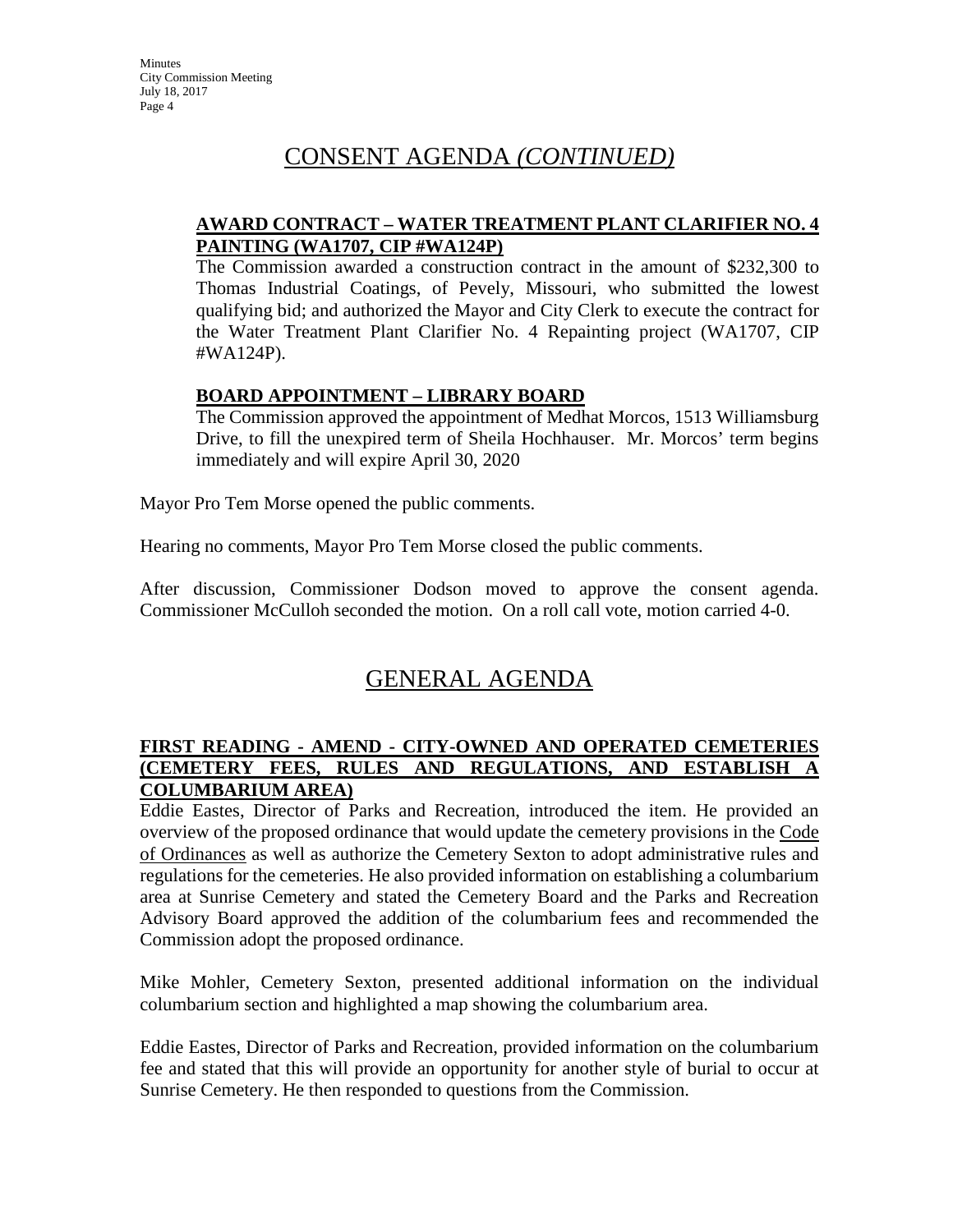# CONSENT AGENDA *(CONTINUED)*

**AWARD CONTRACT – WATER TREATMENT PLANT CLARIFIER NO. 4 PAINTING (WA1707, CIP #WA124P)**

The Commission awarded a construction contract in the amount of $232,300 to Thomas Industrial Coatings, of Pevely, Missouri, who submitted the lowest qualifying bid; and authorized the Mayor and City Clerk to execute the contract for the Water Treatment Plant Clarifier No. 4 Repainting project (WA1707, CIP #WA124P).

**BOARD APPOINTMENT – LIBRARY BOARD**

The Commission approved the appointment of Medhat Morcos, 1513 Williamsburg Drive, to fill the unexpired term of Sheila Hochhauser. Mr. Morcos' term begins immediately and will expire April 30, 2020

Mayor Pro Tem Morse opened the public comments.

Hearing no comments, Mayor Pro Tem Morse closed the public comments.

After discussion, Commissioner Dodson moved to approve the consent agenda. Commissioner McCulloh seconded the motion. On a roll call vote, motion carried 4-0.

# GENERAL AGENDA

**FIRST READING - AMEND - CITY-OWNED AND OPERATED CEMETERIES (CEMETERY FEES, RULES AND REGULATIONS, AND ESTABLISH A COLUMBARIUM AREA)**

Eddie Eastes, Director of Parks and Recreation, introduced the item. He provided an overview of the proposed ordinance that would update the cemetery provisions in the Code of Ordinances as well as authorize the Cemetery Sexton to adopt administrative rules and regulations for the cemeteries. He also provided information on establishing a columbarium area at Sunrise Cemetery and stated the Cemetery Board and the Parks and Recreation Advisory Board approved the addition of the columbarium fees and recommended the Commission adopt the proposed ordinance.

Mike Mohler, Cemetery Sexton, presented additional information on the individual columbarium section and highlighted a map showing the columbarium area.

Eddie Eastes, Director of Parks and Recreation, provided information on the columbarium fee and stated that this will provide an opportunity for another style of burial to occur at Sunrise Cemetery. He then responded to questions from the Commission.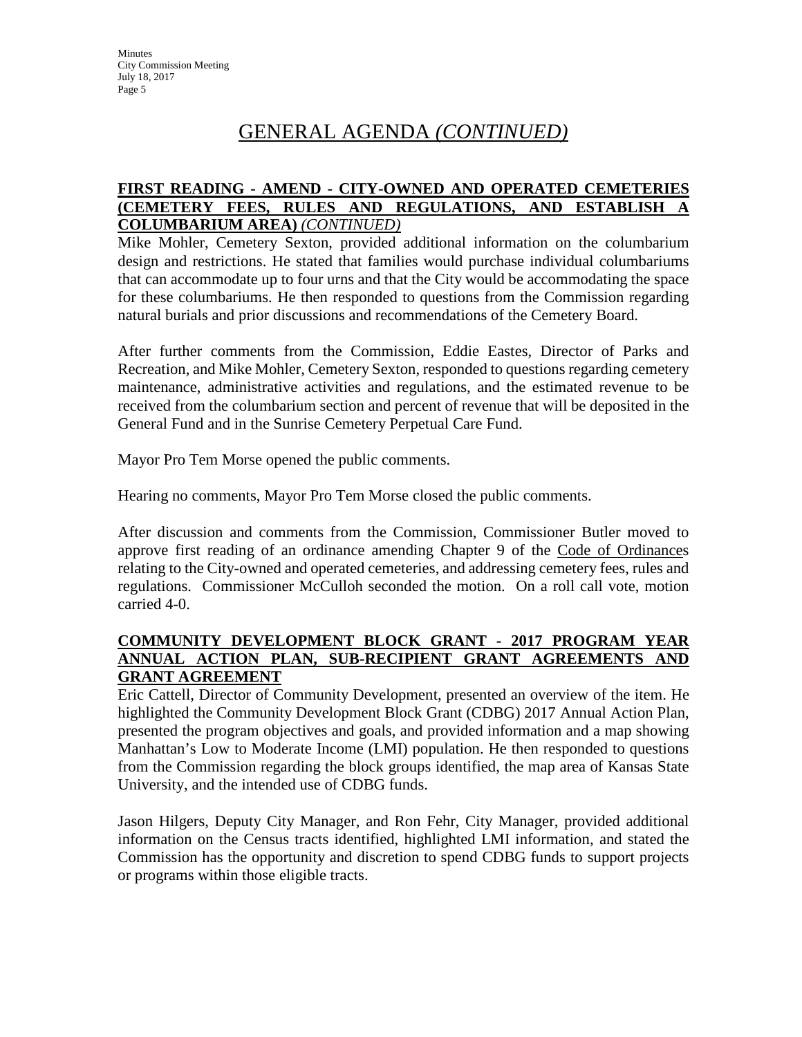# GENERAL AGENDA *(CONTINUED)*

**FIRST READING - AMEND - CITY-OWNED AND OPERATED CEMETERIES (CEMETERY FEES, RULES AND REGULATIONS, AND ESTABLISH A COLUMBARIUM AREA)** ***(CONTINUED)***

Mike Mohler, Cemetery Sexton, provided additional information on the columbarium design and restrictions. He stated that families would purchase individual columbariums that can accommodate up to four urns and that the City would be accommodating the space for these columbariums. He then responded to questions from the Commission regarding natural burials and prior discussions and recommendations of the Cemetery Board.

After further comments from the Commission, Eddie Eastes, Director of Parks and Recreation, and Mike Mohler, Cemetery Sexton, responded to questions regarding cemetery maintenance, administrative activities and regulations, and the estimated revenue to be received from the columbarium section and percent of revenue that will be deposited in the General Fund and in the Sunrise Cemetery Perpetual Care Fund.

Mayor Pro Tem Morse opened the public comments.

Hearing no comments, Mayor Pro Tem Morse closed the public comments.

After discussion and comments from the Commission, Commissioner Butler moved to approve first reading of an ordinance amending Chapter 9 of the Code of Ordinances relating to the City-owned and operated cemeteries, and addressing cemetery fees, rules and regulations. Commissioner McCulloh seconded the motion. On a roll call vote, motion carried 4-0.

**COMMUNITY DEVELOPMENT BLOCK GRANT - 2017 PROGRAM YEAR ANNUAL ACTION PLAN, SUB-RECIPIENT GRANT AGREEMENTS AND GRANT AGREEMENT**

Eric Cattell, Director of Community Development, presented an overview of the item. He highlighted the Community Development Block Grant (CDBG) 2017 Annual Action Plan, presented the program objectives and goals, and provided information and a map showing Manhattan's Low to Moderate Income (LMI) population. He then responded to questions from the Commission regarding the block groups identified, the map area of Kansas State University, and the intended use of CDBG funds.

Jason Hilgers, Deputy City Manager, and Ron Fehr, City Manager, provided additional information on the Census tracts identified, highlighted LMI information, and stated the Commission has the opportunity and discretion to spend CDBG funds to support projects or programs within those eligible tracts.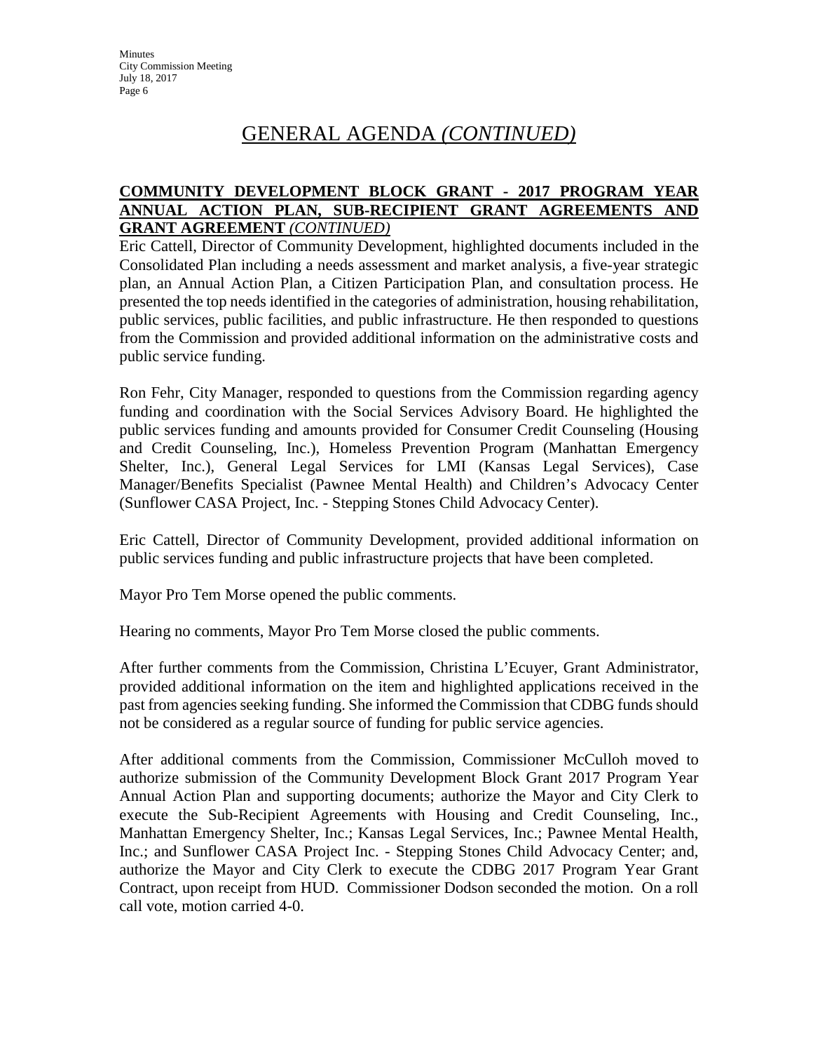# GENERAL AGENDA *(CONTINUED)*

**COMMUNITY DEVELOPMENT BLOCK GRANT - 2017 PROGRAM YEAR ANNUAL ACTION PLAN, SUB-RECIPIENT GRANT AGREEMENTS AND GRANT AGREEMENT** ***(CONTINUED)***

Eric Cattell, Director of Community Development, highlighted documents included in the Consolidated Plan including a needs assessment and market analysis, a five-year strategic plan, an Annual Action Plan, a Citizen Participation Plan, and consultation process. He presented the top needs identified in the categories of administration, housing rehabilitation, public services, public facilities, and public infrastructure. He then responded to questions from the Commission and provided additional information on the administrative costs and public service funding.

Ron Fehr, City Manager, responded to questions from the Commission regarding agency funding and coordination with the Social Services Advisory Board. He highlighted the public services funding and amounts provided for Consumer Credit Counseling (Housing and Credit Counseling, Inc.), Homeless Prevention Program (Manhattan Emergency Shelter, Inc.), General Legal Services for LMI (Kansas Legal Services), Case Manager/Benefits Specialist (Pawnee Mental Health) and Children's Advocacy Center (Sunflower CASA Project, Inc. - Stepping Stones Child Advocacy Center).

Eric Cattell, Director of Community Development, provided additional information on public services funding and public infrastructure projects that have been completed.

Mayor Pro Tem Morse opened the public comments.

Hearing no comments, Mayor Pro Tem Morse closed the public comments.

After further comments from the Commission, Christina L'Ecuyer, Grant Administrator, provided additional information on the item and highlighted applications received in the past from agencies seeking funding. She informed the Commission that CDBG funds should not be considered as a regular source of funding for public service agencies.

After additional comments from the Commission, Commissioner McCulloh moved to authorize submission of the Community Development Block Grant 2017 Program Year Annual Action Plan and supporting documents; authorize the Mayor and City Clerk to execute the Sub-Recipient Agreements with Housing and Credit Counseling, Inc., Manhattan Emergency Shelter, Inc.; Kansas Legal Services, Inc.; Pawnee Mental Health, Inc.; and Sunflower CASA Project Inc. - Stepping Stones Child Advocacy Center; and, authorize the Mayor and City Clerk to execute the CDBG 2017 Program Year Grant Contract, upon receipt from HUD. Commissioner Dodson seconded the motion. On a roll call vote, motion carried 4-0.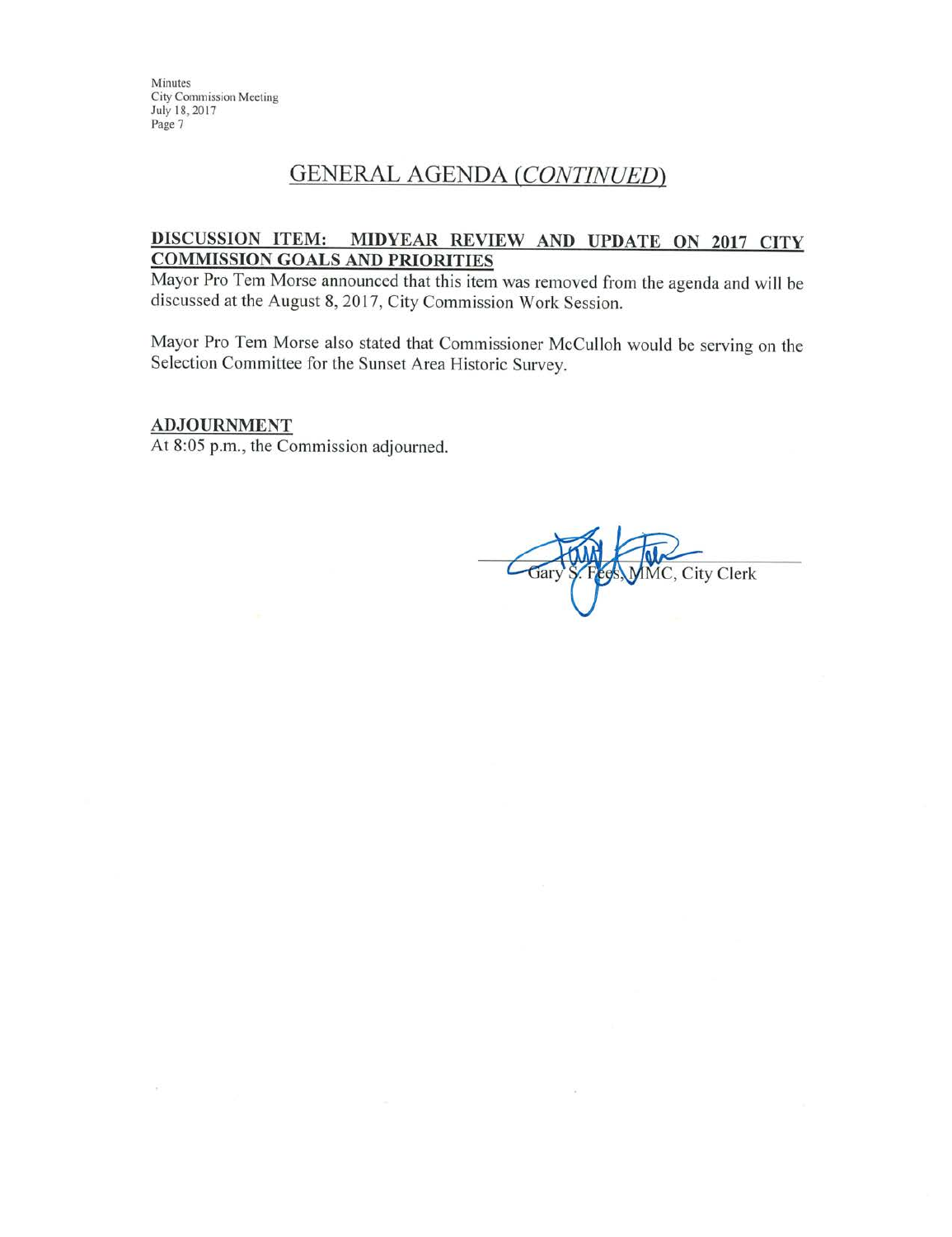## GENERAL AGENDA *(CONTINUED)*

**DISCUSSION ITEM: MIDYEAR REVIEW AND UPDATE ON 2017 CITY COMMISSION GOALS AND PRIORITIES**

Mayor Pro Tem Morse announced that this item was removed from the agenda and will be discussed at the August 8, 2017, City Commission Work Session.

Mayor Pro Tem Morse also stated that Commissioner McCulloh would be serving on the Selection Committee for the Sunset Area Historic Survey.

**ADJOURNMENT**

At 8:05 p.m., the Commission adjourned.

Gary S. Fees, MMC, City Clerk